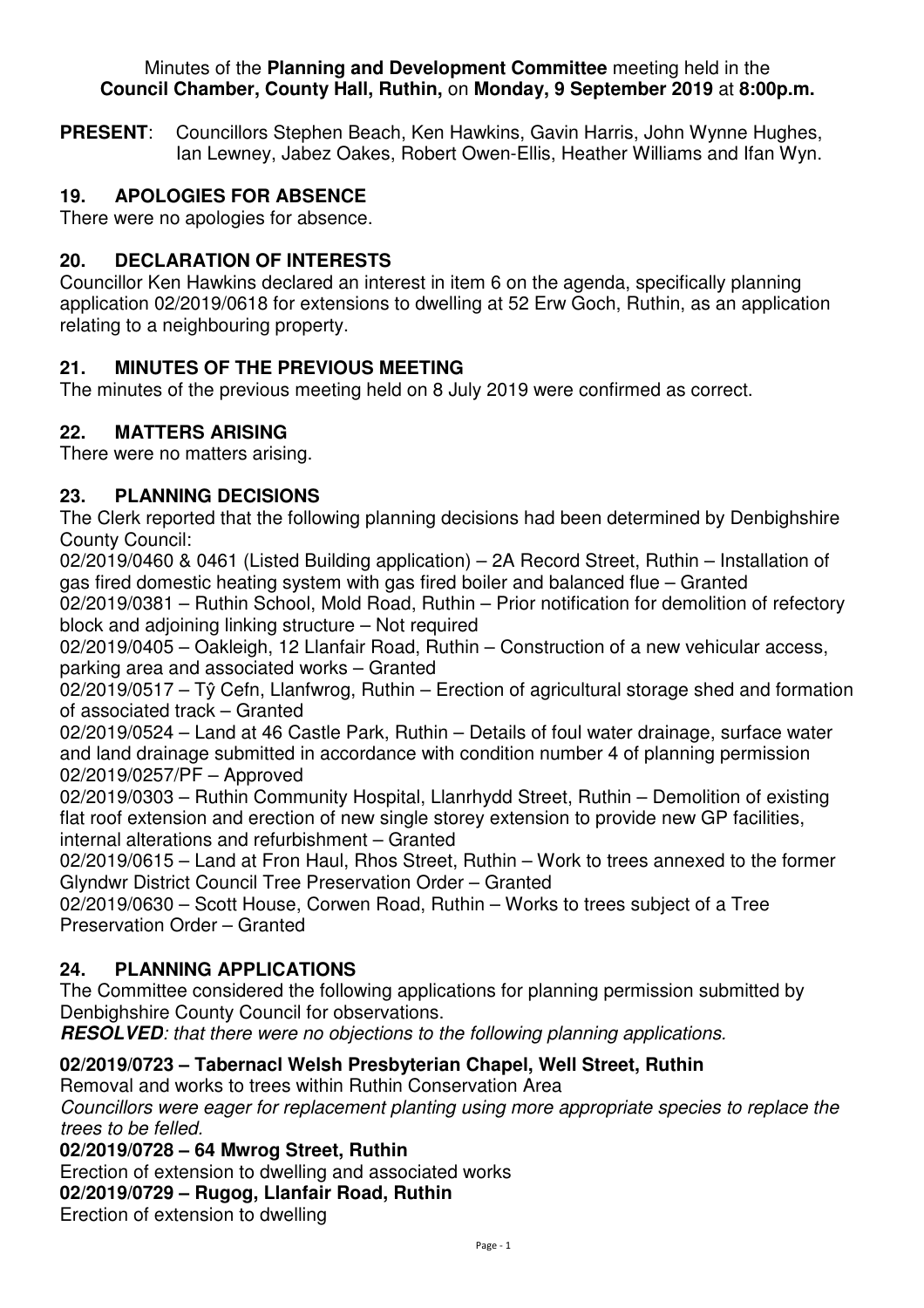Minutes of the **Planning and Development Committee** meeting held in the **Council Chamber, County Hall, Ruthin,** on **Monday, 9 September 2019** at **8:00p.m.**

**PRESENT**: Councillors Stephen Beach, Ken Hawkins, Gavin Harris, John Wynne Hughes, Ian Lewney, Jabez Oakes, Robert Owen-Ellis, Heather Williams and Ifan Wyn.

## 19. APOLOGIES FOR ABSENCE

There were no apologies for absence.

## 20. DECLARATION OF INTERESTS

Councillor Ken Hawkins declared an interest in item 6 on the agenda, specifically planning application 02/2019/0618 for extensions to dwelling at 52 Erw Goch, Ruthin, as an application relating to a neighbouring property.

## 21. MINUTES OF THE PREVIOUS MEETING

The minutes of the previous meeting held on 8 July 2019 were confirmed as correct.

## 22. MATTERS ARISING

There were no matters arising.

## 23. PLANNING DECISIONS

The Clerk reported that the following planning decisions had been determined by Denbighshire County Council:

02/2019/0460 & 0461 (Listed Building application) – 2A Record Street, Ruthin – Installation of gas fired domestic heating system with gas fired boiler and balanced flue – Granted

02/2019/0381 – Ruthin School, Mold Road, Ruthin – Prior notification for demolition of refectory block and adjoining linking structure – Not required

02/2019/0405 – Oakleigh, 12 Llanfair Road, Ruthin – Construction of a new vehicular access, parking area and associated works – Granted

02/2019/0517 – Tŷ Cefn, Llanfwrog, Ruthin – Erection of agricultural storage shed and formation of associated track – Granted

02/2019/0524 – Land at 46 Castle Park, Ruthin – Details of foul water drainage, surface water and land drainage submitted in accordance with condition number 4 of planning permission 02/2019/0257/PF – Approved

02/2019/0303 – Ruthin Community Hospital, Llanrhydd Street, Ruthin – Demolition of existing flat roof extension and erection of new single storey extension to provide new GP facilities, internal alterations and refurbishment – Granted

02/2019/0615 – Land at Fron Haul, Rhos Street, Ruthin – Work to trees annexed to the former Glyndwr District Council Tree Preservation Order – Granted

02/2019/0630 – Scott House, Corwen Road, Ruthin – Works to trees subject of a Tree Preservation Order – Granted

## 24. PLANNING APPLICATIONS

The Committee considered the following applications for planning permission submitted by Denbighshire County Council for observations.

***RESOLVED****: that there were no objections to the following planning applications.*

**02/2019/0723 – Tabernacl Welsh Presbyterian Chapel, Well Street, Ruthin**

Removal and works to trees within Ruthin Conservation Area

*Councillors were eager for replacement planting using more appropriate species to replace the trees to be felled.*

**02/2019/0728 – 64 Mwrog Street, Ruthin**

Erection of extension to dwelling and associated works

**02/2019/0729 – Rugog, Llanfair Road, Ruthin**

Erection of extension to dwelling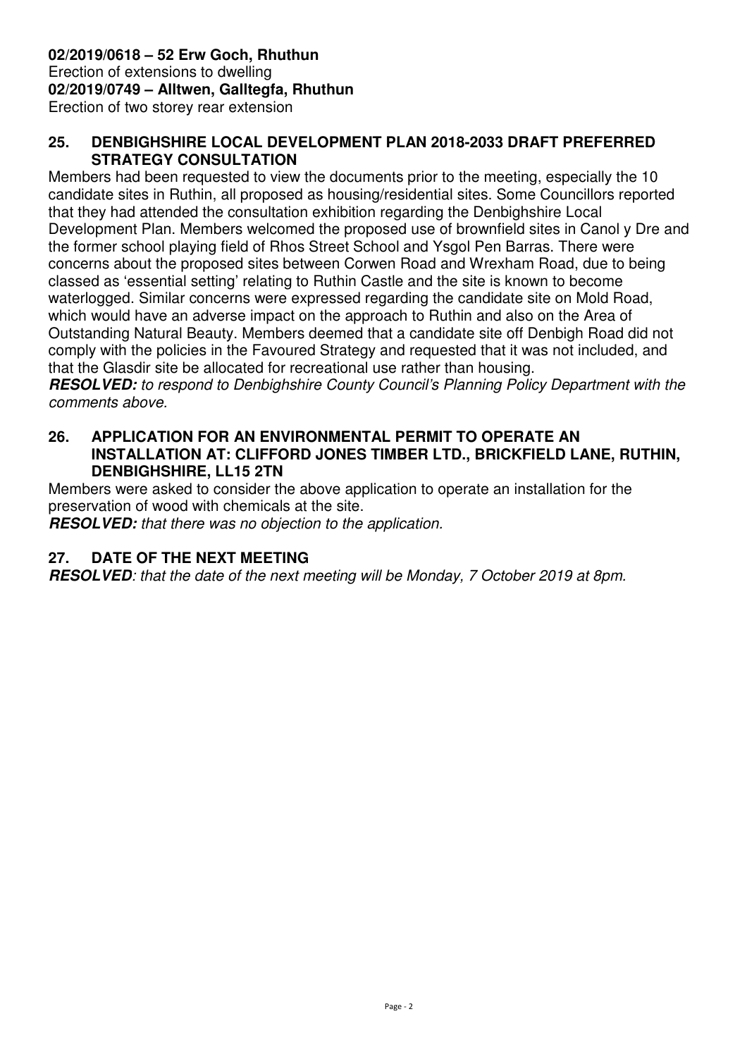**02/2019/0618 – 52 Erw Goch, Rhuthun**
Erection of extensions to dwelling
**02/2019/0749 – Alltwen, Galltegfa, Rhuthun**
Erection of two storey rear extension

## 25. DENBIGHSHIRE LOCAL DEVELOPMENT PLAN 2018-2033 DRAFT PREFERRED STRATEGY CONSULTATION

Members had been requested to view the documents prior to the meeting, especially the 10 candidate sites in Ruthin, all proposed as housing/residential sites. Some Councillors reported that they had attended the consultation exhibition regarding the Denbighshire Local Development Plan. Members welcomed the proposed use of brownfield sites in Canol y Dre and the former school playing field of Rhos Street School and Ysgol Pen Barras. There were concerns about the proposed sites between Corwen Road and Wrexham Road, due to being classed as 'essential setting' relating to Ruthin Castle and the site is known to become waterlogged. Similar concerns were expressed regarding the candidate site on Mold Road, which would have an adverse impact on the approach to Ruthin and also on the Area of Outstanding Natural Beauty. Members deemed that a candidate site off Denbigh Road did not comply with the policies in the Favoured Strategy and requested that it was not included, and that the Glasdir site be allocated for recreational use rather than housing.
***RESOLVED:*** *to respond to Denbighshire County Council's Planning Policy Department with the comments above.*

## 26. APPLICATION FOR AN ENVIRONMENTAL PERMIT TO OPERATE AN INSTALLATION AT: CLIFFORD JONES TIMBER LTD., BRICKFIELD LANE, RUTHIN, DENBIGHSHIRE, LL15 2TN

Members were asked to consider the above application to operate an installation for the preservation of wood with chemicals at the site.
***RESOLVED:*** *that there was no objection to the application.*

## 27. DATE OF THE NEXT MEETING

***RESOLVED****: that the date of the next meeting will be Monday, 7 October 2019 at 8pm.*